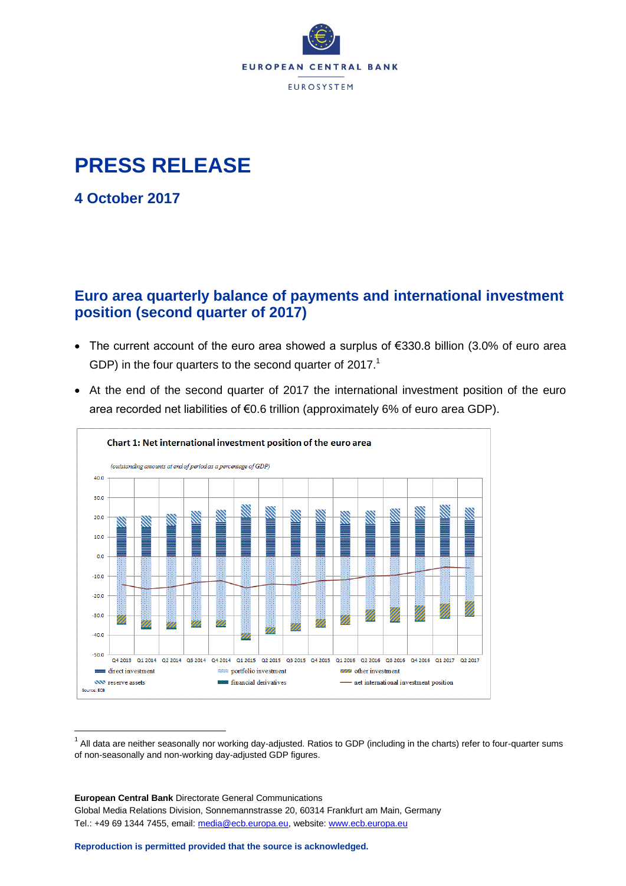EUROPEAN CENTRAL BANK

EUROSYSTEM

# PRESS RELEASE

## 4 October 2017

## Euro area quarterly balance of payments and international investment position (second quarter of 2017)

- The current account of the euro area showed a surplus of €330.8 billion (3.0% of euro area GDP) in the four quarters to the second quarter of 2017.[1]
- At the end of the second quarter of 2017 the international investment position of the euro area recorded net liabilities of €0.6 trillion (approximately 6% of euro area GDP).

**Chart 1: Net international investment position of the euro area**

*(outstanding amounts at end of period as a percentage of GDP)*

Legend: direct investment; portfolio investment; other investment; reserve assets; financial derivatives; net international investment position

Source: ECB

[1] All data are neither seasonally nor working day-adjusted. Ratios to GDP (including in the charts) refer to four-quarter sums of non-seasonally and non-working day-adjusted GDP figures.

**European Central Bank** Directorate General Communications
Global Media Relations Division, Sonnemannstrasse 20, 60314 Frankfurt am Main, Germany
Tel.: +49 69 1344 7455, email: media@ecb.europa.eu, website: www.ecb.europa.eu

**Reproduction is permitted provided that the source is acknowledged.**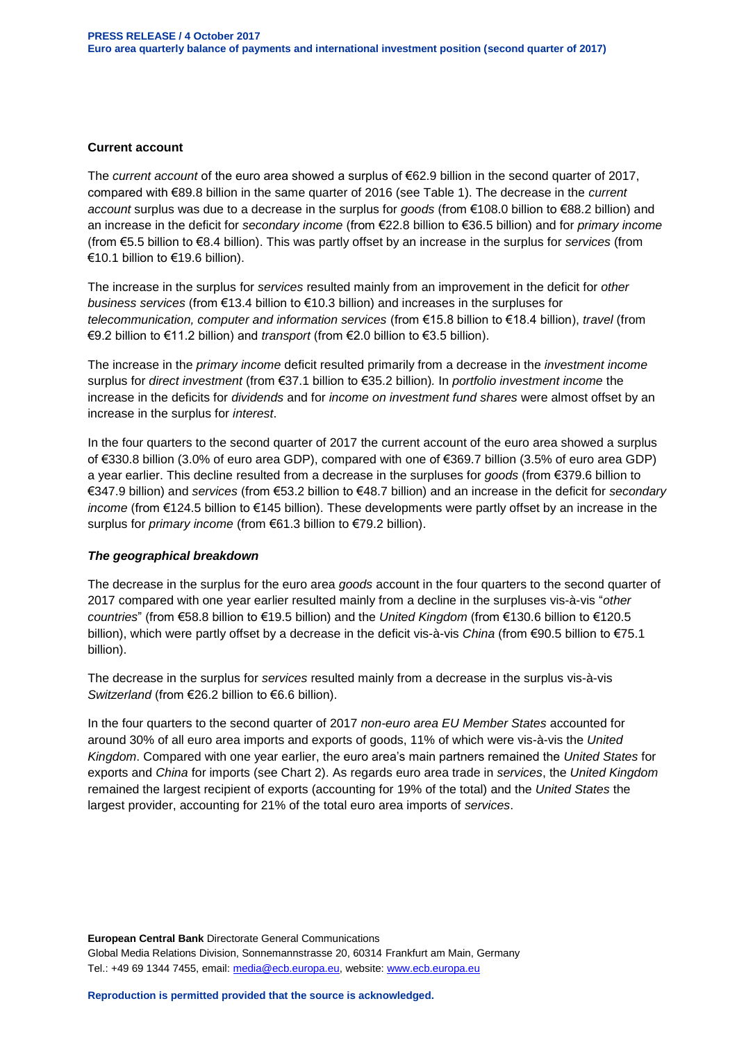#### Current account

The *current account* of the euro area showed a surplus of €62.9 billion in the second quarter of 2017, compared with €89.8 billion in the same quarter of 2016 (see Table 1). The decrease in the *current account* surplus was due to a decrease in the surplus for *goods* (from €108.0 billion to €88.2 billion) and an increase in the deficit for *secondary income* (from €22.8 billion to €36.5 billion) and for *primary income* (from €5.5 billion to €8.4 billion). This was partly offset by an increase in the surplus for *services* (from €10.1 billion to €19.6 billion).

The increase in the surplus for *services* resulted mainly from an improvement in the deficit for *other business services* (from €13.4 billion to €10.3 billion) and increases in the surpluses for *telecommunication, computer and information services* (from €15.8 billion to €18.4 billion), *travel* (from €9.2 billion to €11.2 billion) and *transport* (from €2.0 billion to €3.5 billion).

The increase in the *primary income* deficit resulted primarily from a decrease in the *investment income* surplus for *direct investment* (from €37.1 billion to €35.2 billion). In *portfolio investment income* the increase in the deficits for *dividends* and for *income on investment fund shares* were almost offset by an increase in the surplus for *interest*.

In the four quarters to the second quarter of 2017 the current account of the euro area showed a surplus of €330.8 billion (3.0% of euro area GDP), compared with one of €369.7 billion (3.5% of euro area GDP) a year earlier. This decline resulted from a decrease in the surpluses for *goods* (from €379.6 billion to €347.9 billion) and *services* (from €53.2 billion to €48.7 billion) and an increase in the deficit for *secondary income* (from €124.5 billion to €145 billion). These developments were partly offset by an increase in the surplus for *primary income* (from €61.3 billion to €79.2 billion).

#### *The geographical breakdown*

The decrease in the surplus for the euro area *goods* account in the four quarters to the second quarter of 2017 compared with one year earlier resulted mainly from a decline in the surpluses vis-à-vis "*other countries*" (from €58.8 billion to €19.5 billion) and the *United Kingdom* (from €130.6 billion to €120.5 billion), which were partly offset by a decrease in the deficit vis-à-vis *China* (from €90.5 billion to €75.1 billion).

The decrease in the surplus for *services* resulted mainly from a decrease in the surplus vis-à-vis *Switzerland* (from €26.2 billion to €6.6 billion).

In the four quarters to the second quarter of 2017 *non-euro area EU Member States* accounted for around 30% of all euro area imports and exports of goods, 11% of which were vis-à-vis the *United Kingdom*. Compared with one year earlier, the euro area's main partners remained the *United States* for exports and *China* for imports (see Chart 2). As regards euro area trade in *services*, the *United Kingdom* remained the largest recipient of exports (accounting for 19% of the total) and the *United States* the largest provider, accounting for 21% of the total euro area imports of *services*.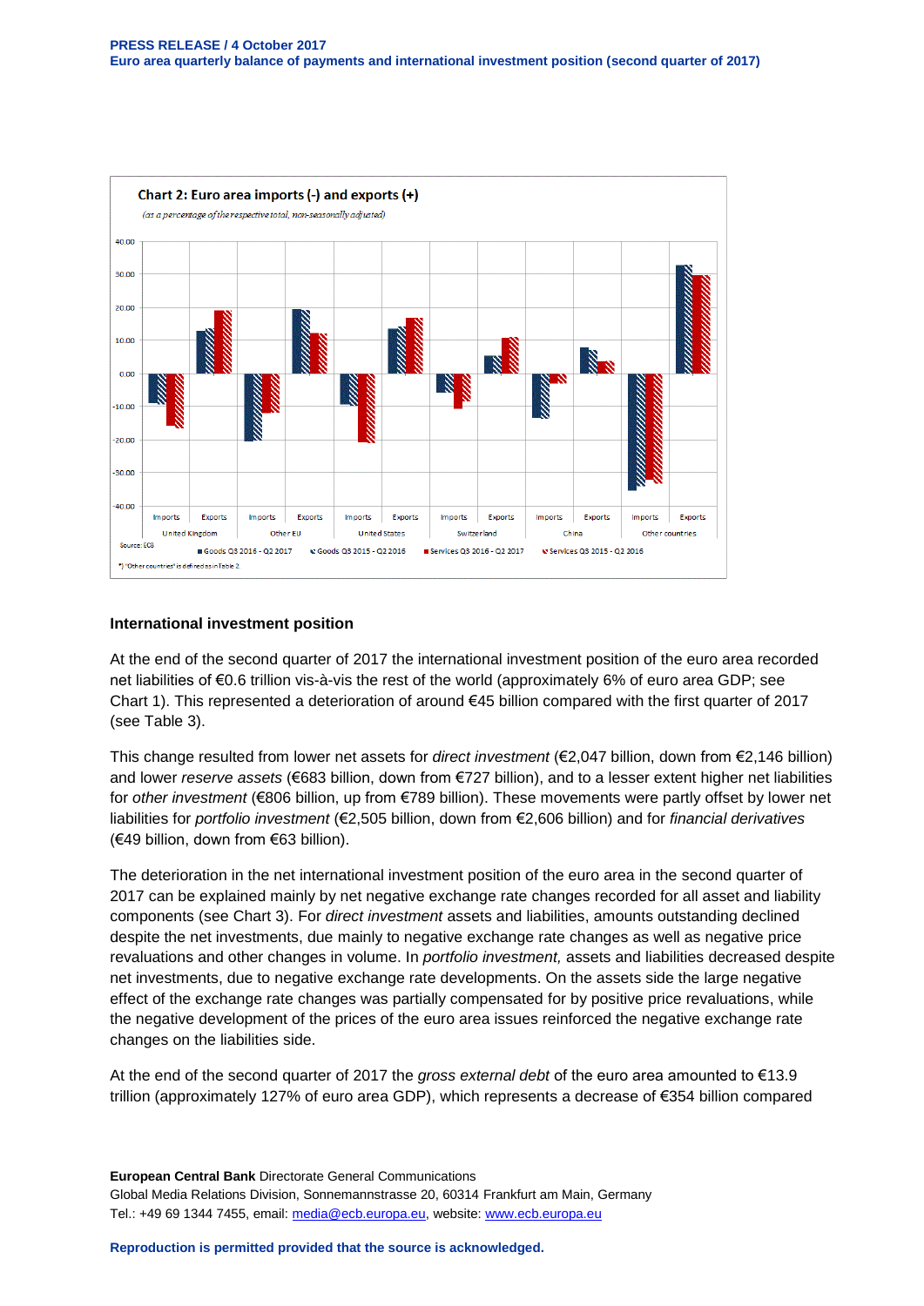Chart 2: Euro area imports (-) and exports (+)

*(as a percentage of the respective total, non-seasonally adjusted)*

Source: ECB

*) "Other countries" is defined as in Table 2.

## International investment position

At the end of the second quarter of 2017 the international investment position of the euro area recorded net liabilities of €0.6 trillion vis-à-vis the rest of the world (approximately 6% of euro area GDP; see Chart 1). This represented a deterioration of around €45 billion compared with the first quarter of 2017 (see Table 3).

This change resulted from lower net assets for *direct investment* (€2,047 billion, down from €2,146 billion) and lower *reserve assets* (€683 billion, down from €727 billion), and to a lesser extent higher net liabilities for *other investment* (€806 billion, up from €789 billion). These movements were partly offset by lower net liabilities for *portfolio investment* (€2,505 billion, down from €2,606 billion) and for *financial derivatives* (€49 billion, down from €63 billion).

The deterioration in the net international investment position of the euro area in the second quarter of 2017 can be explained mainly by net negative exchange rate changes recorded for all asset and liability components (see Chart 3). For *direct investment* assets and liabilities, amounts outstanding declined despite the net investments, due mainly to negative exchange rate changes as well as negative price revaluations and other changes in volume. In *portfolio investment,* assets and liabilities decreased despite net investments, due to negative exchange rate developments. On the assets side the large negative effect of the exchange rate changes was partially compensated for by positive price revaluations, while the negative development of the prices of the euro area issues reinforced the negative exchange rate changes on the liabilities side.

At the end of the second quarter of 2017 the *gross external debt* of the euro area amounted to €13.9 trillion (approximately 127% of euro area GDP), which represents a decrease of €354 billion compared

**European Central Bank** Directorate General Communications
Global Media Relations Division, Sonnemannstrasse 20, 60314 Frankfurt am Main, Germany
Tel.: +49 69 1344 7455, email: media@ecb.europa.eu, website: www.ecb.europa.eu

**Reproduction is permitted provided that the source is acknowledged.**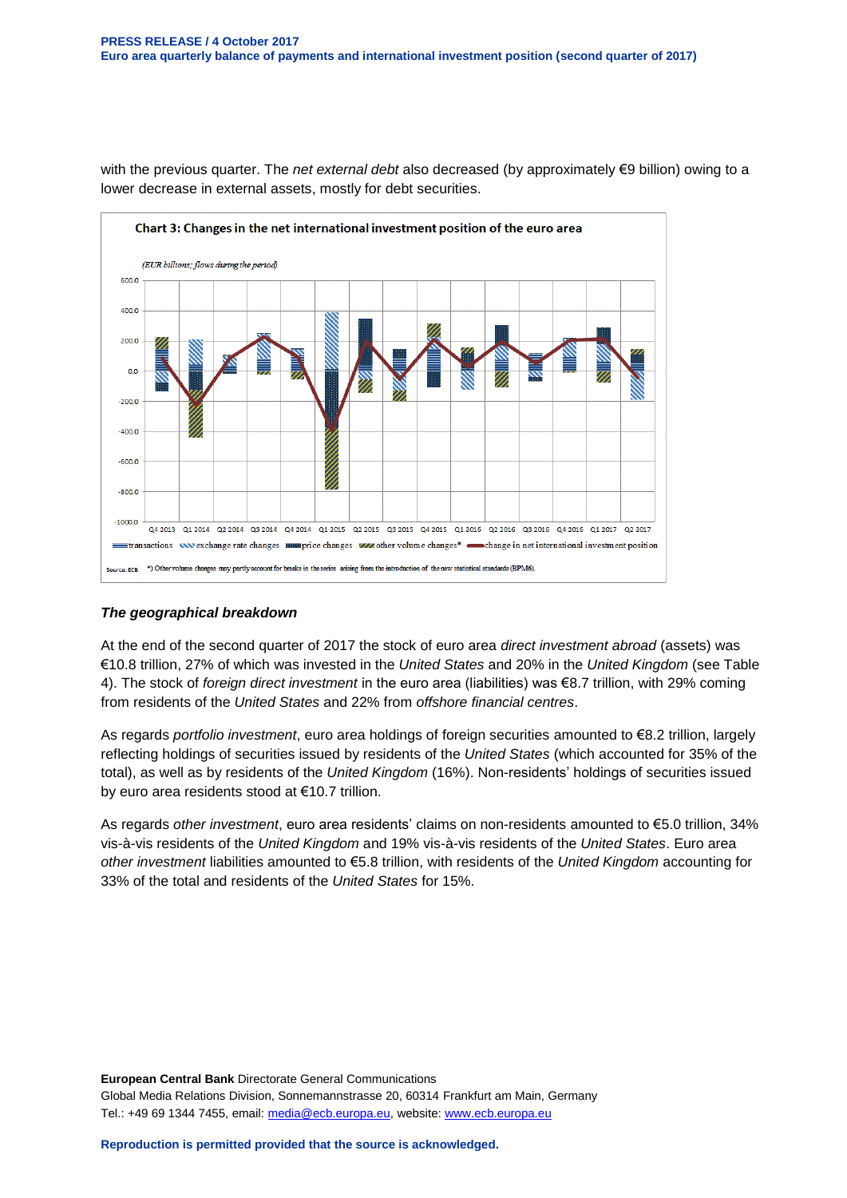with the previous quarter. The *net external debt* also decreased (by approximately €9 billion) owing to a lower decrease in external assets, mostly for debt securities.

**Chart 3: Changes in the net international investment position of the euro area**

*(EUR billions; flows during the period)*

Source: ECB *) Other volume changes may partly account for breaks in the series arising from the introduction of the new statistical standards (BPM6).

### *The geographical breakdown*

At the end of the second quarter of 2017 the stock of euro area *direct investment abroad* (assets) was €10.8 trillion, 27% of which was invested in the *United States* and 20% in the *United Kingdom* (see Table 4). The stock of *foreign direct investment* in the euro area (liabilities) was €8.7 trillion, with 29% coming from residents of the *United States* and 22% from *offshore financial centres*.

As regards *portfolio investment*, euro area holdings of foreign securities amounted to €8.2 trillion, largely reflecting holdings of securities issued by residents of the *United States* (which accounted for 35% of the total), as well as by residents of the *United Kingdom* (16%). Non-residents' holdings of securities issued by euro area residents stood at €10.7 trillion.

As regards *other investment*, euro area residents' claims on non-residents amounted to €5.0 trillion, 34% vis-à-vis residents of the *United Kingdom* and 19% vis-à-vis residents of the *United States*. Euro area *other investment* liabilities amounted to €5.8 trillion, with residents of the *United Kingdom* accounting for 33% of the total and residents of the *United States* for 15%.

**European Central Bank** Directorate General Communications
Global Media Relations Division, Sonnemannstrasse 20, 60314 Frankfurt am Main, Germany
Tel.: +49 69 1344 7455, email: media@ecb.europa.eu, website: www.ecb.europa.eu

**Reproduction is permitted provided that the source is acknowledged.**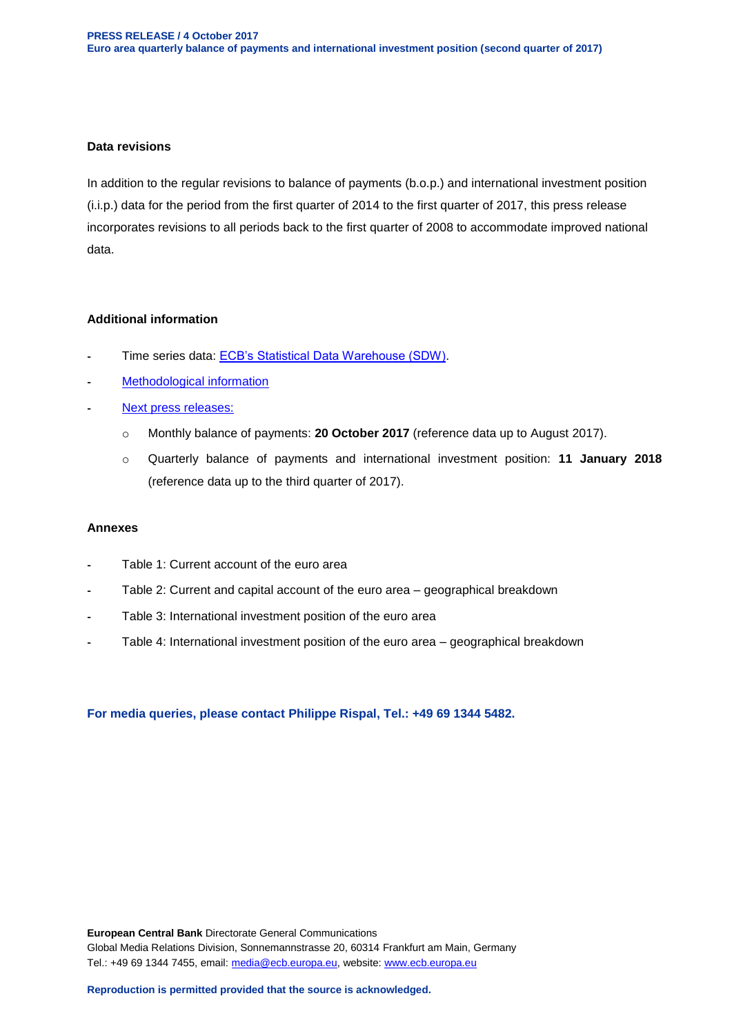### Data revisions

In addition to the regular revisions to balance of payments (b.o.p.) and international investment position (i.i.p.) data for the period from the first quarter of 2014 to the first quarter of 2017, this press release incorporates revisions to all periods back to the first quarter of 2008 to accommodate improved national data.

### Additional information

- Time series data: [ECB's Statistical Data Warehouse (SDW)](#).
- [Methodological information](#)
- [Next press releases:](#)
  - Monthly balance of payments: **20 October 2017** (reference data up to August 2017).
  - Quarterly balance of payments and international investment position: **11 January 2018** (reference data up to the third quarter of 2017).

### Annexes

- Table 1: Current account of the euro area
- Table 2: Current and capital account of the euro area – geographical breakdown
- Table 3: International investment position of the euro area
- Table 4: International investment position of the euro area – geographical breakdown

**For media queries, please contact Philippe Rispal, Tel.: +49 69 1344 5482.**

**European Central Bank** Directorate General Communications
Global Media Relations Division, Sonnemannstrasse 20, 60314 Frankfurt am Main, Germany
Tel.: +49 69 1344 7455, email: media@ecb.europa.eu, website: www.ecb.europa.eu

**Reproduction is permitted provided that the source is acknowledged.**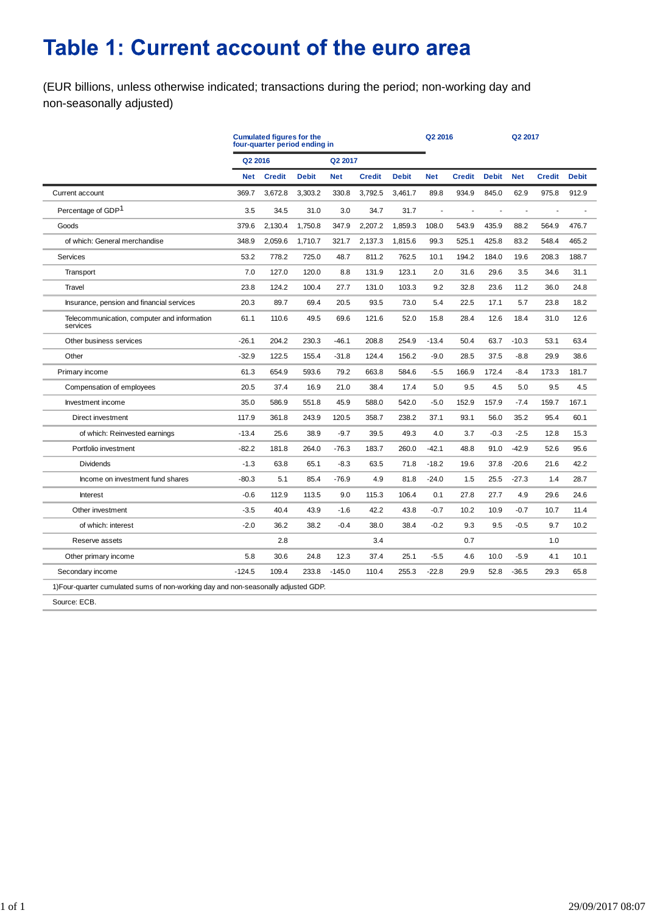# Table 1: Current account of the euro area

(EUR billions, unless otherwise indicated; transactions during the period; non-working day and non-seasonally adjusted)

| | Cumulated figures for the four-quarter period ending in | | | | | | Q2 2016 | | | Q2 2017 | | |
|---|---|---|---|---|---|---|---|---|---|---|---|---|
| | Q2 2016 | | | Q2 2017 | | | | | | | | |
| | Net | Credit | Debit | Net | Credit | Debit | Net | Credit | Debit | Net | Credit | Debit |
| Current account | 369.7 | 3,672.8 | 3,303.2 | 330.8 | 3,792.5 | 3,461.7 | 89.8 | 934.9 | 845.0 | 62.9 | 975.8 | 912.9 |
| Percentage of GDP[1] | 3.5 | 34.5 | 31.0 | 3.0 | 34.7 | 31.7 | - | - | - | - | - | - |
| Goods | 379.6 | 2,130.4 | 1,750.8 | 347.9 | 2,207.2 | 1,859.3 | 108.0 | 543.9 | 435.9 | 88.2 | 564.9 | 476.7 |
| of which: General merchandise | 348.9 | 2,059.6 | 1,710.7 | 321.7 | 2,137.3 | 1,815.6 | 99.3 | 525.1 | 425.8 | 83.2 | 548.4 | 465.2 |
| Services | 53.2 | 778.2 | 725.0 | 48.7 | 811.2 | 762.5 | 10.1 | 194.2 | 184.0 | 19.6 | 208.3 | 188.7 |
| Transport | 7.0 | 127.0 | 120.0 | 8.8 | 131.9 | 123.1 | 2.0 | 31.6 | 29.6 | 3.5 | 34.6 | 31.1 |
| Travel | 23.8 | 124.2 | 100.4 | 27.7 | 131.0 | 103.3 | 9.2 | 32.8 | 23.6 | 11.2 | 36.0 | 24.8 |
| Insurance, pension and financial services | 20.3 | 89.7 | 69.4 | 20.5 | 93.5 | 73.0 | 5.4 | 22.5 | 17.1 | 5.7 | 23.8 | 18.2 |
| Telecommunication, computer and information services | 61.1 | 110.6 | 49.5 | 69.6 | 121.6 | 52.0 | 15.8 | 28.4 | 12.6 | 18.4 | 31.0 | 12.6 |
| Other business services | -26.1 | 204.2 | 230.3 | -46.1 | 208.8 | 254.9 | -13.4 | 50.4 | 63.7 | -10.3 | 53.1 | 63.4 |
| Other | -32.9 | 122.5 | 155.4 | -31.8 | 124.4 | 156.2 | -9.0 | 28.5 | 37.5 | -8.8 | 29.9 | 38.6 |
| Primary income | 61.3 | 654.9 | 593.6 | 79.2 | 663.8 | 584.6 | -5.5 | 166.9 | 172.4 | -8.4 | 173.3 | 181.7 |
| Compensation of employees | 20.5 | 37.4 | 16.9 | 21.0 | 38.4 | 17.4 | 5.0 | 9.5 | 4.5 | 5.0 | 9.5 | 4.5 |
| Investment income | 35.0 | 586.9 | 551.8 | 45.9 | 588.0 | 542.0 | -5.0 | 152.9 | 157.9 | -7.4 | 159.7 | 167.1 |
| Direct investment | 117.9 | 361.8 | 243.9 | 120.5 | 358.7 | 238.2 | 37.1 | 93.1 | 56.0 | 35.2 | 95.4 | 60.1 |
| of which: Reinvested earnings | -13.4 | 25.6 | 38.9 | -9.7 | 39.5 | 49.3 | 4.0 | 3.7 | -0.3 | -2.5 | 12.8 | 15.3 |
| Portfolio investment | -82.2 | 181.8 | 264.0 | -76.3 | 183.7 | 260.0 | -42.1 | 48.8 | 91.0 | -42.9 | 52.6 | 95.6 |
| Dividends | -1.3 | 63.8 | 65.1 | -8.3 | 63.5 | 71.8 | -18.2 | 19.6 | 37.8 | -20.6 | 21.6 | 42.2 |
| Income on investment fund shares | -80.3 | 5.1 | 85.4 | -76.9 | 4.9 | 81.8 | -24.0 | 1.5 | 25.5 | -27.3 | 1.4 | 28.7 |
| Interest | -0.6 | 112.9 | 113.5 | 9.0 | 115.3 | 106.4 | 0.1 | 27.8 | 27.7 | 4.9 | 29.6 | 24.6 |
| Other investment | -3.5 | 40.4 | 43.9 | -1.6 | 42.2 | 43.8 | -0.7 | 10.2 | 10.9 | -0.7 | 10.7 | 11.4 |
| of which: interest | -2.0 | 36.2 | 38.2 | -0.4 | 38.0 | 38.4 | -0.2 | 9.3 | 9.5 | -0.5 | 9.7 | 10.2 |
| Reserve assets | | 2.8 | | | 3.4 | | | 0.7 | | | 1.0 | |
| Other primary income | 5.8 | 30.6 | 24.8 | 12.3 | 37.4 | 25.1 | -5.5 | 4.6 | 10.0 | -5.9 | 4.1 | 10.1 |
| Secondary income | -124.5 | 109.4 | 233.8 | -145.0 | 110.4 | 255.3 | -22.8 | 29.9 | 52.8 | -36.5 | 29.3 | 65.8 |

1)Four-quarter cumulated sums of non-working day and non-seasonally adjusted GDP.

Source: ECB.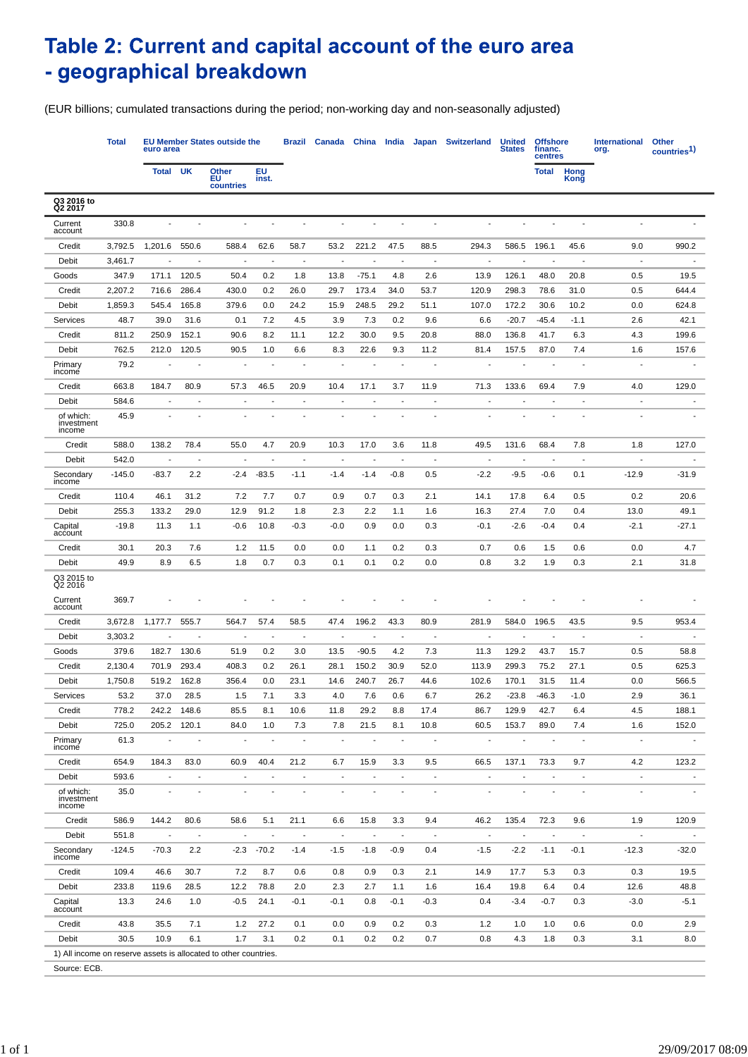# Table 2: Current and capital account of the euro area - geographical breakdown

(EUR billions; cumulated transactions during the period; non-working day and non-seasonally adjusted)

| | Total | EU Member States outside the euro area | | | | Brazil | Canada | China | India | Japan | Switzerland | United States | Offshore financ. centres | | International org. | Other countries[1] |
|---|---|---|---|---|---|---|---|---|---|---|---|---|---|---|---|---|
| | | Total | UK | Other EU countries | EU inst. | | | | | | | | Total | Hong Kong | | |
| **Q3 2016 to Q2 2017** | | | | | | | | | | | | | | | | |
| Current account | 330.8 | - | - | - | - | - | - | - | - | - | - | - | - | - | - | - |
| Credit | 3,792.5 | 1,201.6 | 550.6 | 588.4 | 62.6 | 58.7 | 53.2 | 221.2 | 47.5 | 88.5 | 294.3 | 586.5 | 196.1 | 45.6 | 9.0 | 990.2 |
| Debit | 3,461.7 | - | - | - | - | - | - | - | - | - | - | - | - | - | - | - |
| Goods | 347.9 | 171.1 | 120.5 | 50.4 | 0.2 | 1.8 | 13.8 | -75.1 | 4.8 | 2.6 | 13.9 | 126.1 | 48.0 | 20.8 | 0.5 | 19.5 |
| Credit | 2,207.2 | 716.6 | 286.4 | 430.0 | 0.2 | 26.0 | 29.7 | 173.4 | 34.0 | 53.7 | 120.9 | 298.3 | 78.6 | 31.0 | 0.5 | 644.4 |
| Debit | 1,859.3 | 545.4 | 165.8 | 379.6 | 0.0 | 24.2 | 15.9 | 248.5 | 29.2 | 51.1 | 107.0 | 172.2 | 30.6 | 10.2 | 0.0 | 624.8 |
| Services | 48.7 | 39.0 | 31.6 | 0.1 | 7.2 | 4.5 | 3.9 | 7.3 | 0.2 | 9.6 | 6.6 | -20.7 | -45.4 | -1.1 | 2.6 | 42.1 |
| Credit | 811.2 | 250.9 | 152.1 | 90.6 | 8.2 | 11.1 | 12.2 | 30.0 | 9.5 | 20.8 | 88.0 | 136.8 | 41.7 | 6.3 | 4.3 | 199.6 |
| Debit | 762.5 | 212.0 | 120.5 | 90.5 | 1.0 | 6.6 | 8.3 | 22.6 | 9.3 | 11.2 | 81.4 | 157.5 | 87.0 | 7.4 | 1.6 | 157.6 |
| Primary income | 79.2 | - | - | - | - | - | - | - | - | - | - | - | - | - | - | - |
| Credit | 663.8 | 184.7 | 80.9 | 57.3 | 46.5 | 20.9 | 10.4 | 17.1 | 3.7 | 11.9 | 71.3 | 133.6 | 69.4 | 7.9 | 4.0 | 129.0 |
| Debit | 584.6 | - | - | - | - | - | - | - | - | - | - | - | - | - | - | - |
| of which: investment income | 45.9 | - | - | - | - | - | - | - | - | - | - | - | - | - | - | - |
| Credit | 588.0 | 138.2 | 78.4 | 55.0 | 4.7 | 20.9 | 10.3 | 17.0 | 3.6 | 11.8 | 49.5 | 131.6 | 68.4 | 7.8 | 1.8 | 127.0 |
| Debit | 542.0 | - | - | - | - | - | - | - | - | - | - | - | - | - | - | - |
| Secondary income | -145.0 | -83.7 | 2.2 | -2.4 | -83.5 | -1.1 | -1.4 | -1.4 | -0.8 | 0.5 | -2.2 | -9.5 | -0.6 | 0.1 | -12.9 | -31.9 |
| Credit | 110.4 | 46.1 | 31.2 | 7.2 | 7.7 | 0.7 | 0.9 | 0.7 | 0.3 | 2.1 | 14.1 | 17.8 | 6.4 | 0.5 | 0.2 | 20.6 |
| Debit | 255.3 | 133.2 | 29.0 | 12.9 | 91.2 | 1.8 | 2.3 | 2.2 | 1.1 | 1.6 | 16.3 | 27.4 | 7.0 | 0.4 | 13.0 | 49.1 |
| Capital account | -19.8 | 11.3 | 1.1 | -0.6 | 10.8 | -0.3 | -0.0 | 0.9 | 0.0 | 0.3 | -0.1 | -2.6 | -0.4 | 0.4 | -2.1 | -27.1 |
| Credit | 30.1 | 20.3 | 7.6 | 1.2 | 11.5 | 0.0 | 0.0 | 1.1 | 0.2 | 0.3 | 0.7 | 0.6 | 1.5 | 0.6 | 0.0 | 4.7 |
| Debit | 49.9 | 8.9 | 6.5 | 1.8 | 0.7 | 0.3 | 0.1 | 0.1 | 0.2 | 0.0 | 0.8 | 3.2 | 1.9 | 0.3 | 2.1 | 31.8 |
| **Q3 2015 to Q2 2016** | | | | | | | | | | | | | | | | |
| Current account | 369.7 | - | - | - | - | - | - | - | - | - | - | - | - | - | - | - |
| Credit | 3,672.8 | 1,177.7 | 555.7 | 564.7 | 57.4 | 58.5 | 47.4 | 196.2 | 43.3 | 80.9 | 281.9 | 584.0 | 196.5 | 43.5 | 9.5 | 953.4 |
| Debit | 3,303.2 | - | - | - | - | - | - | - | - | - | - | - | - | - | - | - |
| Goods | 379.6 | 182.7 | 130.6 | 51.9 | 0.2 | 3.0 | 13.5 | -90.5 | 4.2 | 7.3 | 11.3 | 129.2 | 43.7 | 15.7 | 0.5 | 58.8 |
| Credit | 2,130.4 | 701.9 | 293.4 | 408.3 | 0.2 | 26.1 | 28.1 | 150.2 | 30.9 | 52.0 | 113.9 | 299.3 | 75.2 | 27.1 | 0.5 | 625.3 |
| Debit | 1,750.8 | 519.2 | 162.8 | 356.4 | 0.0 | 23.1 | 14.6 | 240.7 | 26.7 | 44.6 | 102.6 | 170.1 | 31.5 | 11.4 | 0.0 | 566.5 |
| Services | 53.2 | 37.0 | 28.5 | 1.5 | 7.1 | 3.3 | 4.0 | 7.6 | 0.6 | 6.7 | 26.2 | -23.8 | -46.3 | -1.0 | 2.9 | 36.1 |
| Credit | 778.2 | 242.2 | 148.6 | 85.5 | 8.1 | 10.6 | 11.8 | 29.2 | 8.8 | 17.4 | 86.7 | 129.9 | 42.7 | 6.4 | 4.5 | 188.1 |
| Debit | 725.0 | 205.2 | 120.1 | 84.0 | 1.0 | 7.3 | 7.8 | 21.5 | 8.1 | 10.8 | 60.5 | 153.7 | 89.0 | 7.4 | 1.6 | 152.0 |
| Primary income | 61.3 | - | - | - | - | - | - | - | - | - | - | - | - | - | - | - |
| Credit | 654.9 | 184.3 | 83.0 | 60.9 | 40.4 | 21.2 | 6.7 | 15.9 | 3.3 | 9.5 | 66.5 | 137.1 | 73.3 | 9.7 | 4.2 | 123.2 |
| Debit | 593.6 | - | - | - | - | - | - | - | - | - | - | - | - | - | - | - |
| of which: investment income | 35.0 | - | - | - | - | - | - | - | - | - | - | - | - | - | - | - |
| Credit | 586.9 | 144.2 | 80.6 | 58.6 | 5.1 | 21.1 | 6.6 | 15.8 | 3.3 | 9.4 | 46.2 | 135.4 | 72.3 | 9.6 | 1.9 | 120.9 |
| Debit | 551.8 | - | - | - | - | - | - | - | - | - | - | - | - | - | - | - |
| Secondary income | -124.5 | -70.3 | 2.2 | -2.3 | -70.2 | -1.4 | -1.5 | -1.8 | -0.9 | 0.4 | -1.5 | -2.2 | -1.1 | -0.1 | -12.3 | -32.0 |
| Credit | 109.4 | 46.6 | 30.7 | 7.2 | 8.7 | 0.6 | 0.8 | 0.9 | 0.3 | 2.1 | 14.9 | 17.7 | 5.3 | 0.3 | 0.3 | 19.5 |
| Debit | 233.8 | 119.6 | 28.5 | 12.2 | 78.8 | 2.0 | 2.3 | 2.7 | 1.1 | 1.6 | 16.4 | 19.8 | 6.4 | 0.4 | 12.6 | 48.8 |
| Capital account | 13.3 | 24.6 | 1.0 | -0.5 | 24.1 | -0.1 | -0.1 | 0.8 | -0.1 | -0.3 | 0.4 | -3.4 | -0.7 | 0.3 | -3.0 | -5.1 |
| Credit | 43.8 | 35.5 | 7.1 | 1.2 | 27.2 | 0.1 | 0.0 | 0.9 | 0.2 | 0.3 | 1.2 | 1.0 | 1.0 | 0.6 | 0.0 | 2.9 |
| Debit | 30.5 | 10.9 | 6.1 | 1.7 | 3.1 | 0.2 | 0.1 | 0.2 | 0.2 | 0.7 | 0.8 | 4.3 | 1.8 | 0.3 | 3.1 | 8.0 |

1) All income on reserve assets is allocated to other countries.

Source: ECB.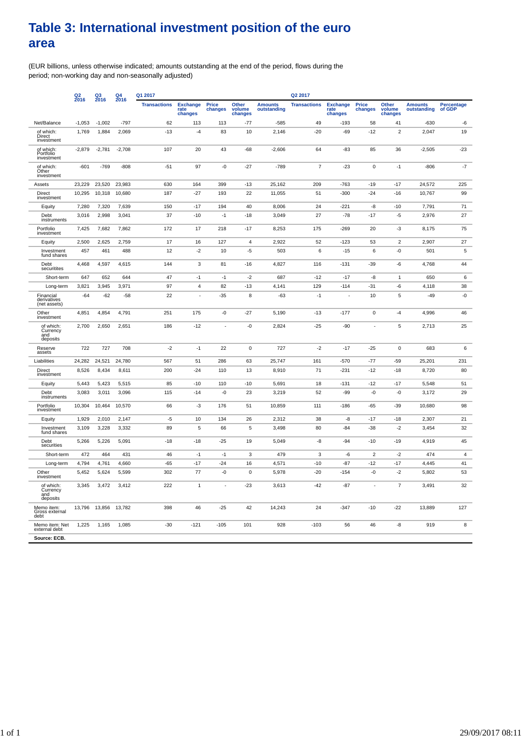# Table 3: International investment position of the euro area

(EUR billions, unless otherwise indicated; amounts outstanding at the end of the period, flows during the period; non-working day and non-seasonally adjusted)

| | Q2 2016 | Q3 2016 | Q4 2016 | Q1 2017 | | | | | Q2 2017 | | | | | |
|---|---|---|---|---|---|---|---|---|---|---|---|---|---|---|
| | | | | Transactions | Exchange rate changes | Price changes | Other volume changes | Amounts outstanding | Transactions | Exchange rate changes | Price changes | Other volume changes | Amounts outstanding | Percentage of GDP |
| Net/Balance | -1,053 | -1,002 | -797 | 62 | 113 | 113 | -77 | -585 | 49 | -193 | 58 | 41 | -630 | -6 |
| of which: Direct investment | 1,769 | 1,884 | 2,069 | -13 | -4 | 83 | 10 | 2,146 | -20 | -69 | -12 | 2 | 2,047 | 19 |
| of which: Portfolio investment | -2,879 | -2,781 | -2,708 | 107 | 20 | 43 | -68 | -2,606 | 64 | -83 | 85 | 36 | -2,505 | -23 |
| of which: Other investment | -601 | -769 | -808 | -51 | 97 | -0 | -27 | -789 | 7 | -23 | 0 | -1 | -806 | -7 |
| Assets | 23,229 | 23,520 | 23,983 | 630 | 164 | 399 | -13 | 25,162 | 209 | -763 | -19 | -17 | 24,572 | 225 |
| Direct investment | 10,295 | 10,318 | 10,680 | 187 | -27 | 193 | 22 | 11,055 | 51 | -300 | -24 | -16 | 10,767 | 99 |
| Equity | 7,280 | 7,320 | 7,639 | 150 | -17 | 194 | 40 | 8,006 | 24 | -221 | -8 | -10 | 7,791 | 71 |
| Debt instruments | 3,016 | 2,998 | 3,041 | 37 | -10 | -1 | -18 | 3,049 | 27 | -78 | -17 | -5 | 2,976 | 27 |
| Portfolio investment | 7,425 | 7,682 | 7,862 | 172 | 17 | 218 | -17 | 8,253 | 175 | -269 | 20 | -3 | 8,175 | 75 |
| Equity | 2,500 | 2,625 | 2,759 | 17 | 16 | 127 | 4 | 2,922 | 52 | -123 | 53 | 2 | 2,907 | 27 |
| Investment fund shares | 457 | 461 | 488 | 12 | -2 | 10 | -5 | 503 | 6 | -15 | 6 | -0 | 501 | 5 |
| Debt securities | 4,468 | 4,597 | 4,615 | 144 | 3 | 81 | -16 | 4,827 | 116 | -131 | -39 | -6 | 4,768 | 44 |
| Short-term | 647 | 652 | 644 | 47 | -1 | -1 | -2 | 687 | -12 | -17 | -8 | 1 | 650 | 6 |
| Long-term | 3,821 | 3,945 | 3,971 | 97 | 4 | 82 | -13 | 4,141 | 129 | -114 | -31 | -6 | 4,118 | 38 |
| Financial derivatives (net assets) | -64 | -62 | -58 | 22 | - | -35 | 8 | -63 | -1 | - | 10 | 5 | -49 | -0 |
| Other investment | 4,851 | 4,854 | 4,791 | 251 | 175 | -0 | -27 | 5,190 | -13 | -177 | 0 | -4 | 4,996 | 46 |
| of which: Currency and deposits | 2,700 | 2,650 | 2,651 | 186 | -12 | - | -0 | 2,824 | -25 | -90 | - | 5 | 2,713 | 25 |
| Reserve assets | 722 | 727 | 708 | -2 | -1 | 22 | 0 | 727 | -2 | -17 | -25 | 0 | 683 | 6 |
| Liabilities | 24,282 | 24,521 | 24,780 | 567 | 51 | 286 | 63 | 25,747 | 161 | -570 | -77 | -59 | 25,201 | 231 |
| Direct investment | 8,526 | 8,434 | 8,611 | 200 | -24 | 110 | 13 | 8,910 | 71 | -231 | -12 | -18 | 8,720 | 80 |
| Equity | 5,443 | 5,423 | 5,515 | 85 | -10 | 110 | -10 | 5,691 | 18 | -131 | -12 | -17 | 5,548 | 51 |
| Debt instruments | 3,083 | 3,011 | 3,096 | 115 | -14 | -0 | 23 | 3,219 | 52 | -99 | -0 | -0 | 3,172 | 29 |
| Portfolio investment | 10,304 | 10,464 | 10,570 | 66 | -3 | 176 | 51 | 10,859 | 111 | -186 | -65 | -39 | 10,680 | 98 |
| Equity | 1,929 | 2,010 | 2,147 | -5 | 10 | 134 | 26 | 2,312 | 38 | -8 | -17 | -18 | 2,307 | 21 |
| Investment fund shares | 3,109 | 3,228 | 3,332 | 89 | 5 | 66 | 5 | 3,498 | 80 | -84 | -38 | -2 | 3,454 | 32 |
| Debt securities | 5,266 | 5,226 | 5,091 | -18 | -18 | -25 | 19 | 5,049 | -8 | -94 | -10 | -19 | 4,919 | 45 |
| Short-term | 472 | 464 | 431 | 46 | -1 | -1 | 3 | 479 | 3 | -6 | 2 | -2 | 474 | 4 |
| Long-term | 4,794 | 4,761 | 4,660 | -65 | -17 | -24 | 16 | 4,571 | -10 | -87 | -12 | -17 | 4,445 | 41 |
| Other investment | 5,452 | 5,624 | 5,599 | 302 | 77 | -0 | 0 | 5,978 | -20 | -154 | -0 | -2 | 5,802 | 53 |
| of which: Currency and deposits | 3,345 | 3,472 | 3,412 | 222 | 1 | - | -23 | 3,613 | -42 | -87 | - | 7 | 3,491 | 32 |
| Memo item: Gross external debt | 13,796 | 13,856 | 13,782 | 398 | 46 | -25 | 42 | 14,243 | 24 | -347 | -10 | -22 | 13,889 | 127 |
| Memo item: Net external debt | 1,225 | 1,165 | 1,085 | -30 | -121 | -105 | 101 | 928 | -103 | 56 | 46 | -8 | 919 | 8 |

**Source: ECB.**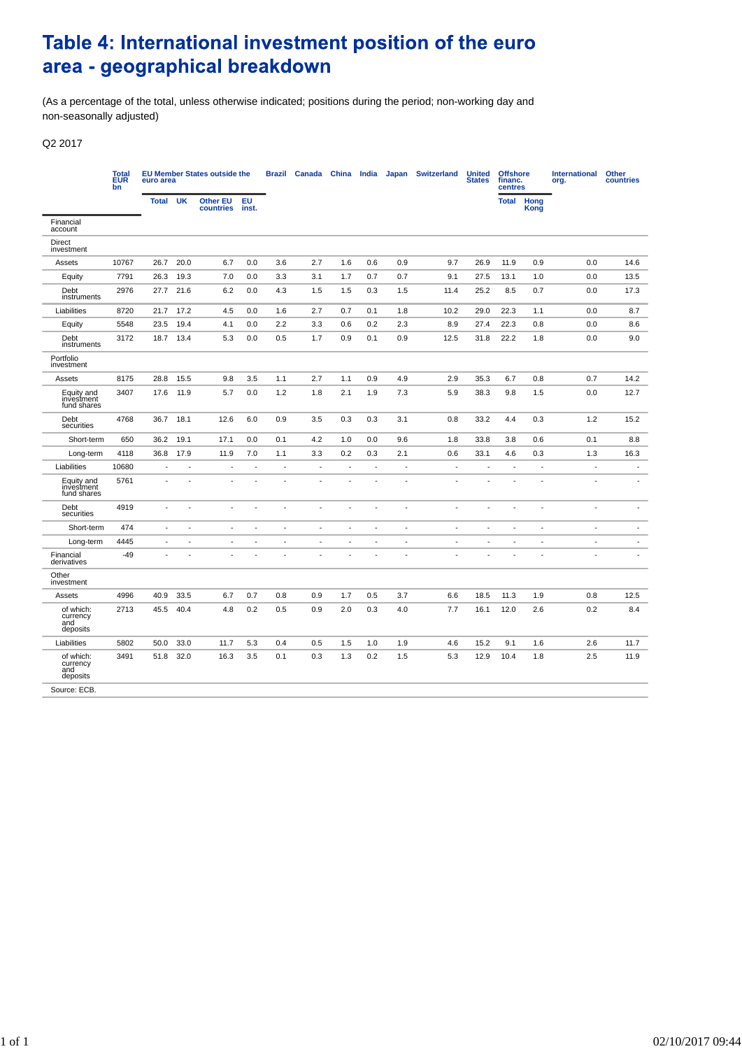# Table 4: International investment position of the euro area - geographical breakdown

(As a percentage of the total, unless otherwise indicated; positions during the period; non-working day and non-seasonally adjusted)

Q2 2017

| | Total EUR bn | EU Member States outside the euro area | | | | Brazil | Canada | China | India | Japan | Switzerland | United States | Offshore financ. centres | | International org. | Other countries |
|---|---|---|---|---|---|---|---|---|---|---|---|---|---|---|---|---|
| | | Total | UK | Other EU countries | EU inst. | | | | | | | | Total | Hong Kong | | |
| Financial account | | | | | | | | | | | | | | | | |
| Direct investment | | | | | | | | | | | | | | | | |
| Assets | 10767 | 26.7 | 20.0 | 6.7 | 0.0 | 3.6 | 2.7 | 1.6 | 0.6 | 0.9 | 9.7 | 26.9 | 11.9 | 0.9 | 0.0 | 14.6 |
| Equity | 7791 | 26.3 | 19.3 | 7.0 | 0.0 | 3.3 | 3.1 | 1.7 | 0.7 | 0.7 | 9.1 | 27.5 | 13.1 | 1.0 | 0.0 | 13.5 |
| Debt instruments | 2976 | 27.7 | 21.6 | 6.2 | 0.0 | 4.3 | 1.5 | 1.5 | 0.3 | 1.5 | 11.4 | 25.2 | 8.5 | 0.7 | 0.0 | 17.3 |
| Liabilities | 8720 | 21.7 | 17.2 | 4.5 | 0.0 | 1.6 | 2.7 | 0.7 | 0.1 | 1.8 | 10.2 | 29.0 | 22.3 | 1.1 | 0.0 | 8.7 |
| Equity | 5548 | 23.5 | 19.4 | 4.1 | 0.0 | 2.2 | 3.3 | 0.6 | 0.2 | 2.3 | 8.9 | 27.4 | 22.3 | 0.8 | 0.0 | 8.6 |
| Debt instruments | 3172 | 18.7 | 13.4 | 5.3 | 0.0 | 0.5 | 1.7 | 0.9 | 0.1 | 0.9 | 12.5 | 31.8 | 22.2 | 1.8 | 0.0 | 9.0 |
| Portfolio investment | | | | | | | | | | | | | | | | |
| Assets | 8175 | 28.8 | 15.5 | 9.8 | 3.5 | 1.1 | 2.7 | 1.1 | 0.9 | 4.9 | 2.9 | 35.3 | 6.7 | 0.8 | 0.7 | 14.2 |
| Equity and investment fund shares | 3407 | 17.6 | 11.9 | 5.7 | 0.0 | 1.2 | 1.8 | 2.1 | 1.9 | 7.3 | 5.9 | 38.3 | 9.8 | 1.5 | 0.0 | 12.7 |
| Debt securities | 4768 | 36.7 | 18.1 | 12.6 | 6.0 | 0.9 | 3.5 | 0.3 | 0.3 | 3.1 | 0.8 | 33.2 | 4.4 | 0.3 | 1.2 | 15.2 |
| Short-term | 650 | 36.2 | 19.1 | 17.1 | 0.0 | 0.1 | 4.2 | 1.0 | 0.0 | 9.6 | 1.8 | 33.8 | 3.8 | 0.6 | 0.1 | 8.8 |
| Long-term | 4118 | 36.8 | 17.9 | 11.9 | 7.0 | 1.1 | 3.3 | 0.2 | 0.3 | 2.1 | 0.6 | 33.1 | 4.6 | 0.3 | 1.3 | 16.3 |
| Liabilities | 10680 | - | - | - | - | - | - | - | - | - | - | - | - | - | - | - |
| Equity and investment fund shares | 5761 | - | - | - | - | - | - | - | - | - | - | - | - | - | - | - |
| Debt securities | 4919 | - | - | - | - | - | - | - | - | - | - | - | - | - | - | - |
| Short-term | 474 | - | - | - | - | - | - | - | - | - | - | - | - | - | - | - |
| Long-term | 4445 | - | - | - | - | - | - | - | - | - | - | - | - | - | - | - |
| Financial derivatives | -49 | - | - | - | - | - | - | - | - | - | - | - | - | - | - | - |
| Other investment | | | | | | | | | | | | | | | | |
| Assets | 4996 | 40.9 | 33.5 | 6.7 | 0.7 | 0.8 | 0.9 | 1.7 | 0.5 | 3.7 | 6.6 | 18.5 | 11.3 | 1.9 | 0.8 | 12.5 |
| of which: currency and deposits | 2713 | 45.5 | 40.4 | 4.8 | 0.2 | 0.5 | 0.9 | 2.0 | 0.3 | 4.0 | 7.7 | 16.1 | 12.0 | 2.6 | 0.2 | 8.4 |
| Liabilities | 5802 | 50.0 | 33.0 | 11.7 | 5.3 | 0.4 | 0.5 | 1.5 | 1.0 | 1.9 | 4.6 | 15.2 | 9.1 | 1.6 | 2.6 | 11.7 |
| of which: currency and deposits | 3491 | 51.8 | 32.0 | 16.3 | 3.5 | 0.1 | 0.3 | 1.3 | 0.2 | 1.5 | 5.3 | 12.9 | 10.4 | 1.8 | 2.5 | 11.9 |

Source: ECB.